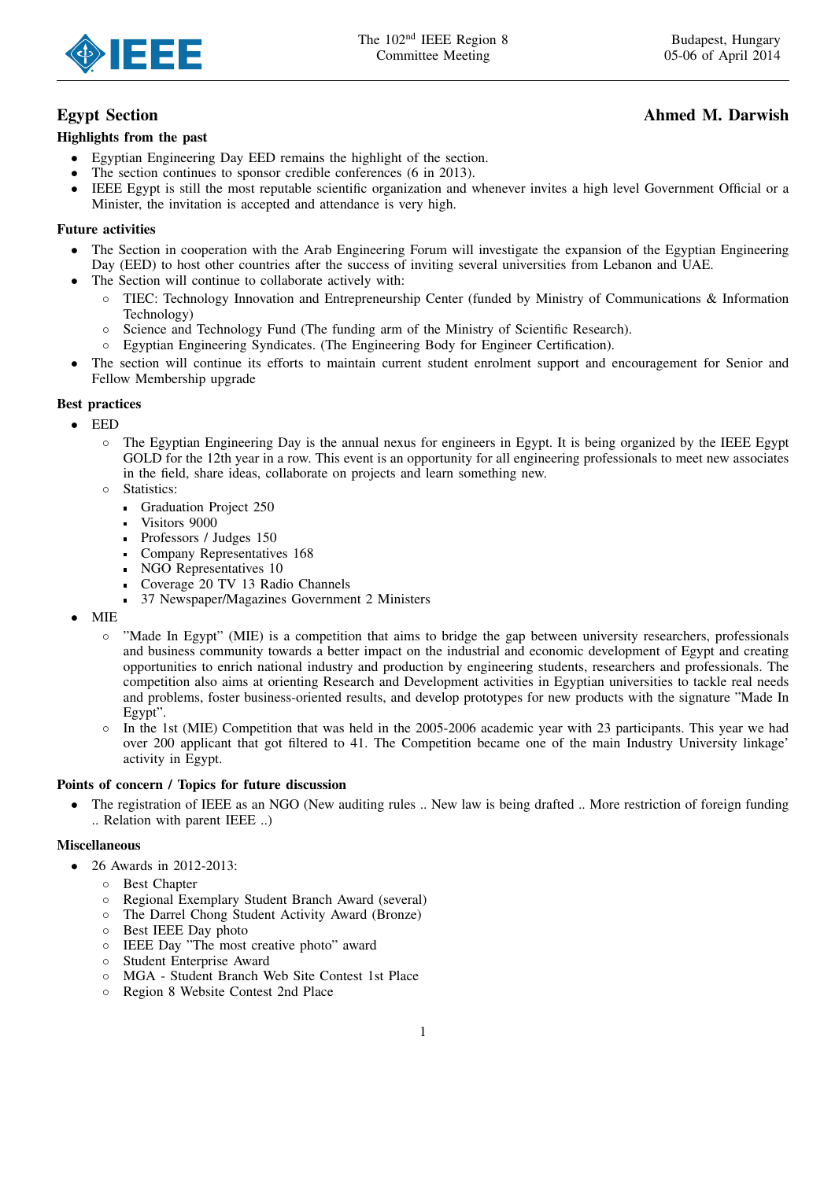## Egypt Section

**Ahmed M. Darwish**

### Highlights from the past

- Egyptian Engineering Day EED remains the highlight of the section.
- The section continues to sponsor credible conferences (6 in 2013).
- IEEE Egypt is still the most reputable scientific organization and whenever invites a high level Government Official or a Minister, the invitation is accepted and attendance is very high.

### Future activities

- The Section in cooperation with the Arab Engineering Forum will investigate the expansion of the Egyptian Engineering Day (EED) to host other countries after the success of inviting several universities from Lebanon and UAE.
- The Section will continue to collaborate actively with:
  - TIEC: Technology Innovation and Entrepreneurship Center (funded by Ministry of Communications & Information Technology)
  - Science and Technology Fund (The funding arm of the Ministry of Scientific Research).
  - Egyptian Engineering Syndicates. (The Engineering Body for Engineer Certification).
- The section will continue its efforts to maintain current student enrolment support and encouragement for Senior and Fellow Membership upgrade

### Best practices

- EED
  - The Egyptian Engineering Day is the annual nexus for engineers in Egypt. It is being organized by the IEEE Egypt GOLD for the 12th year in a row. This event is an opportunity for all engineering professionals to meet new associates in the field, share ideas, collaborate on projects and learn something new.
  - Statistics:
    - Graduation Project 250
    - Visitors 9000
    - Professors / Judges 150
    - Company Representatives 168
    - NGO Representatives 10
    - Coverage 20 TV 13 Radio Channels
    - 37 Newspaper/Magazines Government 2 Ministers
- MIE
  - "Made In Egypt" (MIE) is a competition that aims to bridge the gap between university researchers, professionals and business community towards a better impact on the industrial and economic development of Egypt and creating opportunities to enrich national industry and production by engineering students, researchers and professionals. The competition also aims at orienting Research and Development activities in Egyptian universities to tackle real needs and problems, foster business-oriented results, and develop prototypes for new products with the signature "Made In Egypt".
  - In the 1st (MIE) Competition that was held in the 2005-2006 academic year with 23 participants. This year we had over 200 applicant that got filtered to 41. The Competition became one of the main Industry University linkage' activity in Egypt.

### Points of concern / Topics for future discussion

- The registration of IEEE as an NGO (New auditing rules .. New law is being drafted .. More restriction of foreign funding .. Relation with parent IEEE ..)

### Miscellaneous

- 26 Awards in 2012-2013:
  - Best Chapter
  - Regional Exemplary Student Branch Award (several)
  - The Darrel Chong Student Activity Award (Bronze)
  - Best IEEE Day photo
  - IEEE Day "The most creative photo" award
  - Student Enterprise Award
  - MGA - Student Branch Web Site Contest 1st Place
  - Region 8 Website Contest 2nd Place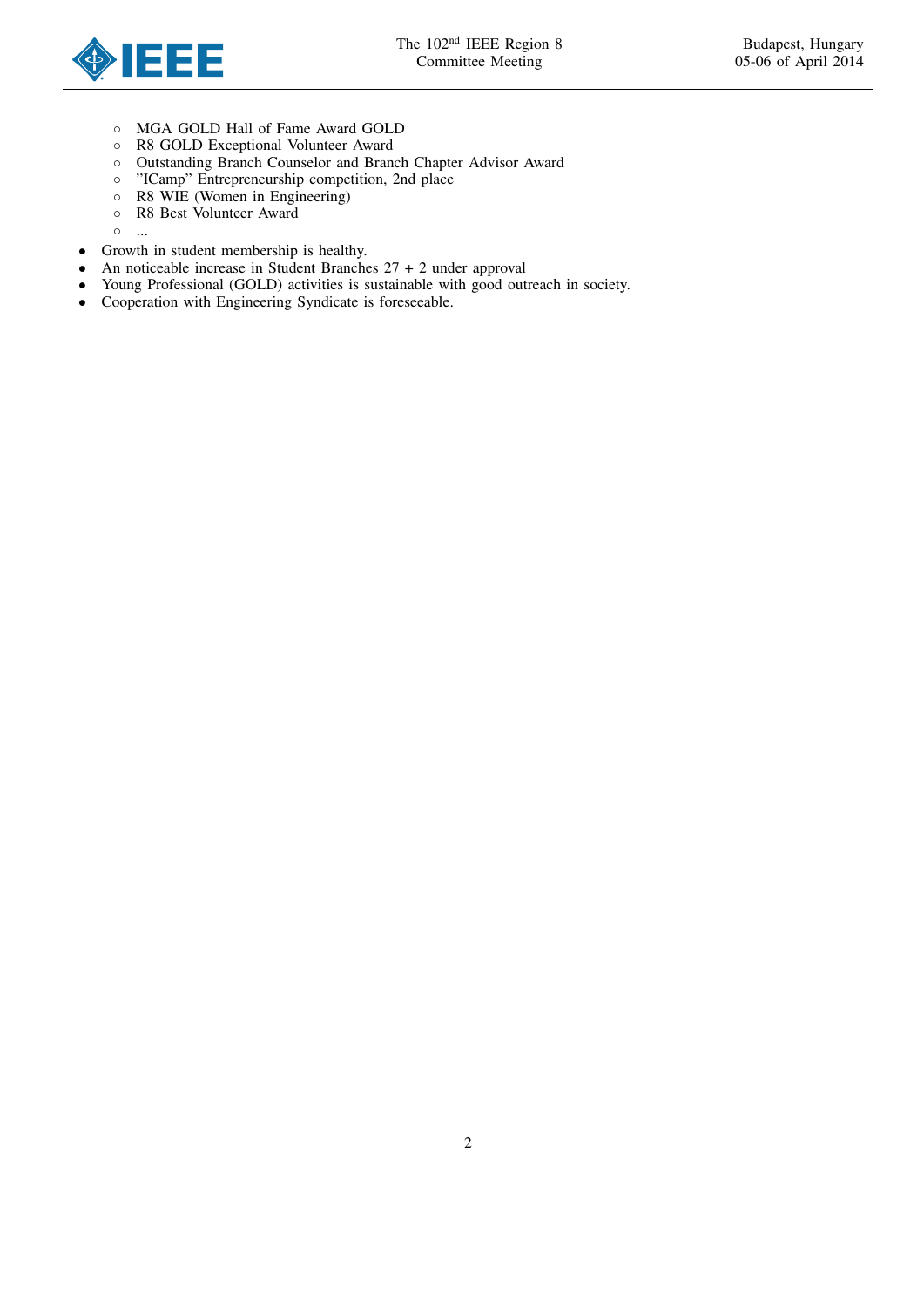- MGA GOLD Hall of Fame Award GOLD
  - R8 GOLD Exceptional Volunteer Award
  - Outstanding Branch Counselor and Branch Chapter Advisor Award
  - ”ICamp” Entrepreneurship competition, 2nd place
  - R8 WIE (Women in Engineering)
  - R8 Best Volunteer Award
  - ...
- Growth in student membership is healthy.
- An noticeable increase in Student Branches 27 + 2 under approval
- Young Professional (GOLD) activities is sustainable with good outreach in society.
- Cooperation with Engineering Syndicate is foreseeable.